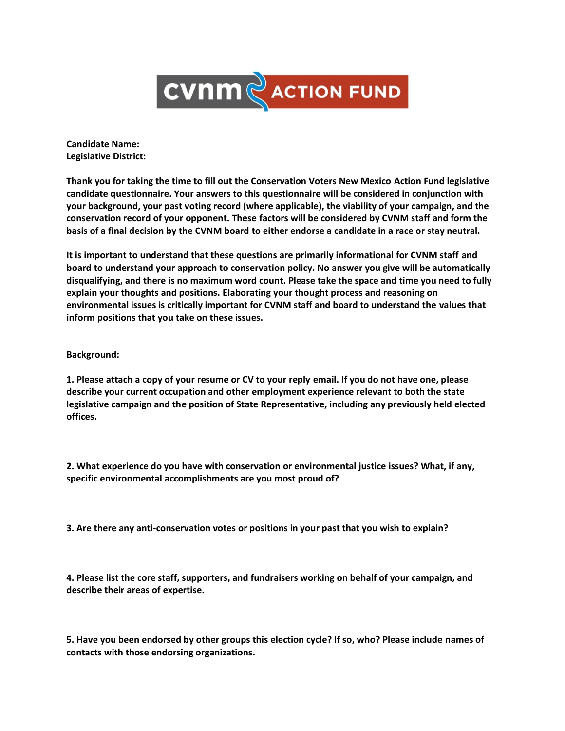**cvnm ACTION FUND**

**Candidate Name:**
**Legislative District:**

**Thank you for taking the time to fill out the Conservation Voters New Mexico Action Fund legislative candidate questionnaire. Your answers to this questionnaire will be considered in conjunction with your background, your past voting record (where applicable), the viability of your campaign, and the conservation record of your opponent. These factors will be considered by CVNM staff and form the basis of a final decision by the CVNM board to either endorse a candidate in a race or stay neutral.**

**It is important to understand that these questions are primarily informational for CVNM staff and board to understand your approach to conservation policy. No answer you give will be automatically disqualifying, and there is no maximum word count. Please take the space and time you need to fully explain your thoughts and positions. Elaborating your thought process and reasoning on environmental issues is critically important for CVNM staff and board to understand the values that inform positions that you take on these issues.**

**Background:**

**1. Please attach a copy of your resume or CV to your reply email. If you do not have one, please describe your current occupation and other employment experience relevant to both the state legislative campaign and the position of State Representative, including any previously held elected offices.**

**2. What experience do you have with conservation or environmental justice issues? What, if any, specific environmental accomplishments are you most proud of?**

**3. Are there any anti-conservation votes or positions in your past that you wish to explain?**

**4. Please list the core staff, supporters, and fundraisers working on behalf of your campaign, and describe their areas of expertise.**

**5. Have you been endorsed by other groups this election cycle? If so, who? Please include names of contacts with those endorsing organizations.**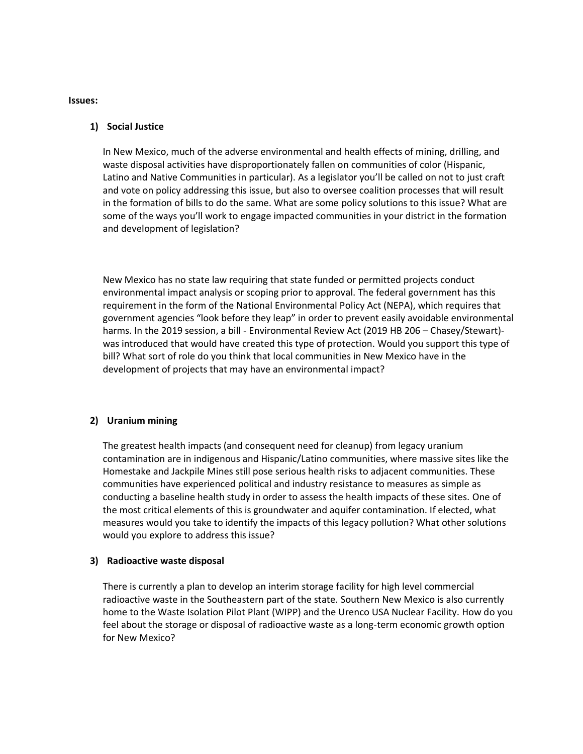**Issues:**

1) **Social Justice**

   In New Mexico, much of the adverse environmental and health effects of mining, drilling, and waste disposal activities have disproportionately fallen on communities of color (Hispanic, Latino and Native Communities in particular). As a legislator you'll be called on not to just craft and vote on policy addressing this issue, but also to oversee coalition processes that will result in the formation of bills to do the same. What are some policy solutions to this issue? What are some of the ways you'll work to engage impacted communities in your district in the formation and development of legislation?

   New Mexico has no state law requiring that state funded or permitted projects conduct environmental impact analysis or scoping prior to approval. The federal government has this requirement in the form of the National Environmental Policy Act (NEPA), which requires that government agencies "look before they leap" in order to prevent easily avoidable environmental harms. In the 2019 session, a bill - Environmental Review Act (2019 HB 206 – Chasey/Stewart)- was introduced that would have created this type of protection. Would you support this type of bill? What sort of role do you think that local communities in New Mexico have in the development of projects that may have an environmental impact?

2) **Uranium mining**

   The greatest health impacts (and consequent need for cleanup) from legacy uranium contamination are in indigenous and Hispanic/Latino communities, where massive sites like the Homestake and Jackpile Mines still pose serious health risks to adjacent communities. These communities have experienced political and industry resistance to measures as simple as conducting a baseline health study in order to assess the health impacts of these sites. One of the most critical elements of this is groundwater and aquifer contamination. If elected, what measures would you take to identify the impacts of this legacy pollution? What other solutions would you explore to address this issue?

3) **Radioactive waste disposal**

   There is currently a plan to develop an interim storage facility for high level commercial radioactive waste in the Southeastern part of the state. Southern New Mexico is also currently home to the Waste Isolation Pilot Plant (WIPP) and the Urenco USA Nuclear Facility. How do you feel about the storage or disposal of radioactive waste as a long-term economic growth option for New Mexico?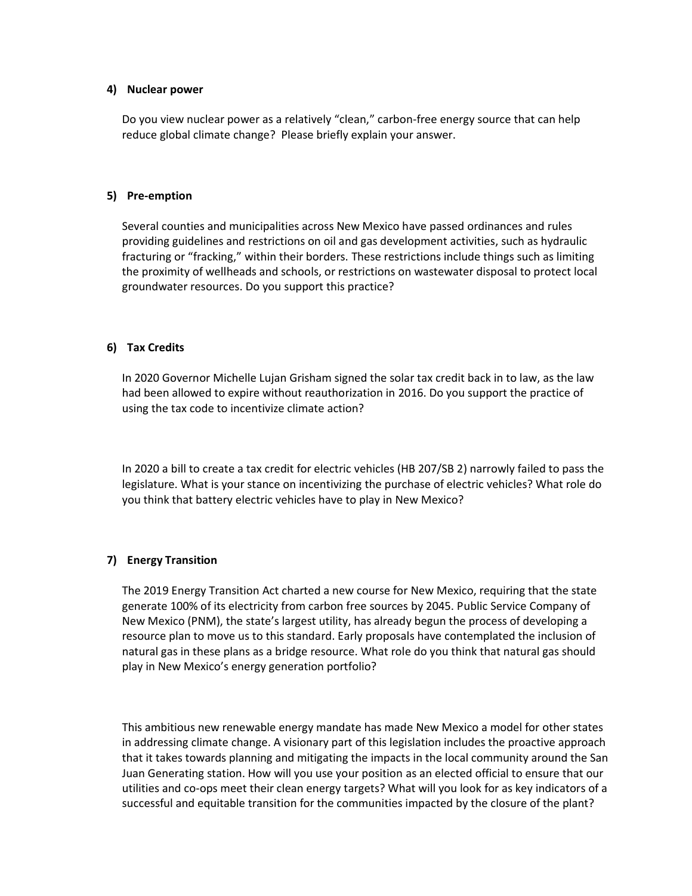#### 4) Nuclear power

Do you view nuclear power as a relatively "clean," carbon-free energy source that can help reduce global climate change? Please briefly explain your answer.

#### 5) Pre-emption

Several counties and municipalities across New Mexico have passed ordinances and rules providing guidelines and restrictions on oil and gas development activities, such as hydraulic fracturing or "fracking," within their borders. These restrictions include things such as limiting the proximity of wellheads and schools, or restrictions on wastewater disposal to protect local groundwater resources. Do you support this practice?

#### 6) Tax Credits

In 2020 Governor Michelle Lujan Grisham signed the solar tax credit back in to law, as the law had been allowed to expire without reauthorization in 2016. Do you support the practice of using the tax code to incentivize climate action?

In 2020 a bill to create a tax credit for electric vehicles (HB 207/SB 2) narrowly failed to pass the legislature. What is your stance on incentivizing the purchase of electric vehicles? What role do you think that battery electric vehicles have to play in New Mexico?

#### 7) Energy Transition

The 2019 Energy Transition Act charted a new course for New Mexico, requiring that the state generate 100% of its electricity from carbon free sources by 2045. Public Service Company of New Mexico (PNM), the state's largest utility, has already begun the process of developing a resource plan to move us to this standard. Early proposals have contemplated the inclusion of natural gas in these plans as a bridge resource. What role do you think that natural gas should play in New Mexico's energy generation portfolio?

This ambitious new renewable energy mandate has made New Mexico a model for other states in addressing climate change. A visionary part of this legislation includes the proactive approach that it takes towards planning and mitigating the impacts in the local community around the San Juan Generating station. How will you use your position as an elected official to ensure that our utilities and co-ops meet their clean energy targets? What will you look for as key indicators of a successful and equitable transition for the communities impacted by the closure of the plant?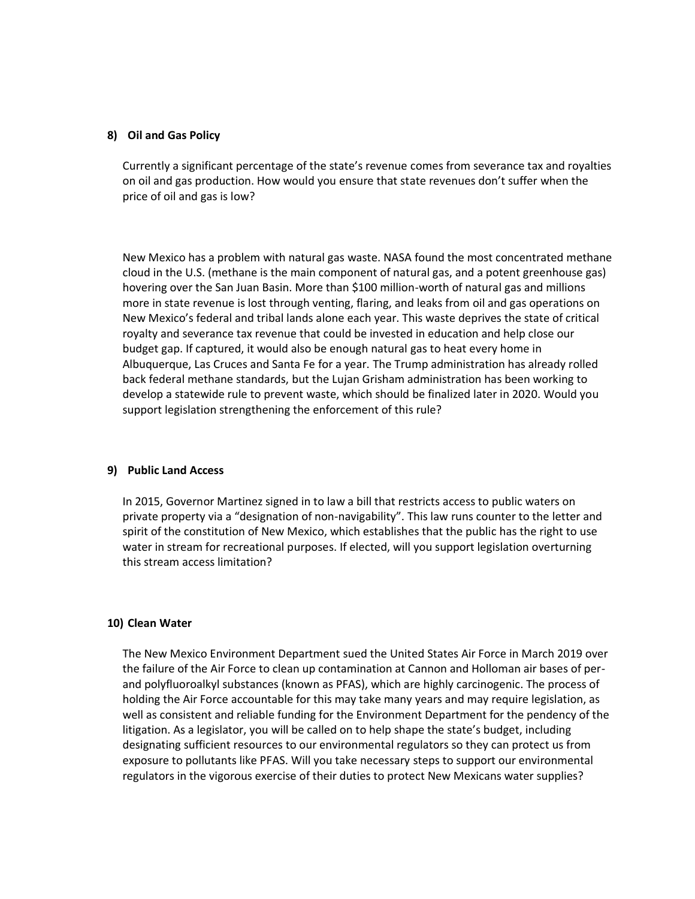**8) Oil and Gas Policy**

Currently a significant percentage of the state's revenue comes from severance tax and royalties on oil and gas production. How would you ensure that state revenues don't suffer when the price of oil and gas is low?

New Mexico has a problem with natural gas waste. NASA found the most concentrated methane cloud in the U.S. (methane is the main component of natural gas, and a potent greenhouse gas) hovering over the San Juan Basin. More than $100 million-worth of natural gas and millions more in state revenue is lost through venting, flaring, and leaks from oil and gas operations on New Mexico's federal and tribal lands alone each year. This waste deprives the state of critical royalty and severance tax revenue that could be invested in education and help close our budget gap. If captured, it would also be enough natural gas to heat every home in Albuquerque, Las Cruces and Santa Fe for a year. The Trump administration has already rolled back federal methane standards, but the Lujan Grisham administration has been working to develop a statewide rule to prevent waste, which should be finalized later in 2020. Would you support legislation strengthening the enforcement of this rule?

**9) Public Land Access**

In 2015, Governor Martinez signed in to law a bill that restricts access to public waters on private property via a "designation of non-navigability". This law runs counter to the letter and spirit of the constitution of New Mexico, which establishes that the public has the right to use water in stream for recreational purposes. If elected, will you support legislation overturning this stream access limitation?

**10) Clean Water**

The New Mexico Environment Department sued the United States Air Force in March 2019 over the failure of the Air Force to clean up contamination at Cannon and Holloman air bases of per- and polyfluoroalkyl substances (known as PFAS), which are highly carcinogenic. The process of holding the Air Force accountable for this may take many years and may require legislation, as well as consistent and reliable funding for the Environment Department for the pendency of the litigation. As a legislator, you will be called on to help shape the state's budget, including designating sufficient resources to our environmental regulators so they can protect us from exposure to pollutants like PFAS. Will you take necessary steps to support our environmental regulators in the vigorous exercise of their duties to protect New Mexicans water supplies?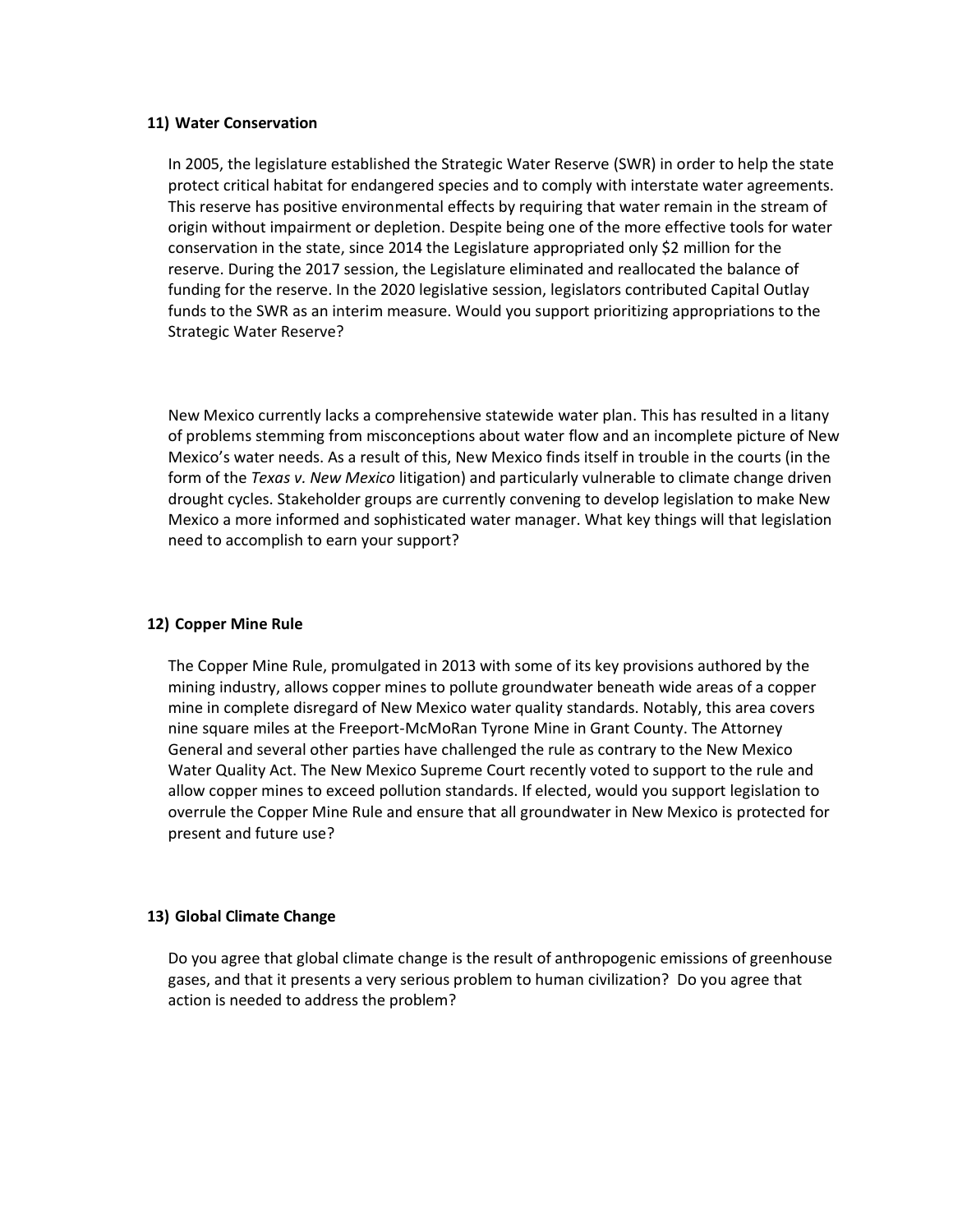**11) Water Conservation**

In 2005, the legislature established the Strategic Water Reserve (SWR) in order to help the state protect critical habitat for endangered species and to comply with interstate water agreements. This reserve has positive environmental effects by requiring that water remain in the stream of origin without impairment or depletion. Despite being one of the more effective tools for water conservation in the state, since 2014 the Legislature appropriated only $2 million for the reserve. During the 2017 session, the Legislature eliminated and reallocated the balance of funding for the reserve. In the 2020 legislative session, legislators contributed Capital Outlay funds to the SWR as an interim measure. Would you support prioritizing appropriations to the Strategic Water Reserve?

New Mexico currently lacks a comprehensive statewide water plan. This has resulted in a litany of problems stemming from misconceptions about water flow and an incomplete picture of New Mexico's water needs. As a result of this, New Mexico finds itself in trouble in the courts (in the form of the *Texas v. New Mexico* litigation) and particularly vulnerable to climate change driven drought cycles. Stakeholder groups are currently convening to develop legislation to make New Mexico a more informed and sophisticated water manager. What key things will that legislation need to accomplish to earn your support?

**12) Copper Mine Rule**

The Copper Mine Rule, promulgated in 2013 with some of its key provisions authored by the mining industry, allows copper mines to pollute groundwater beneath wide areas of a copper mine in complete disregard of New Mexico water quality standards. Notably, this area covers nine square miles at the Freeport-McMoRan Tyrone Mine in Grant County. The Attorney General and several other parties have challenged the rule as contrary to the New Mexico Water Quality Act. The New Mexico Supreme Court recently voted to support to the rule and allow copper mines to exceed pollution standards. If elected, would you support legislation to overrule the Copper Mine Rule and ensure that all groundwater in New Mexico is protected for present and future use?

**13) Global Climate Change**

Do you agree that global climate change is the result of anthropogenic emissions of greenhouse gases, and that it presents a very serious problem to human civilization? Do you agree that action is needed to address the problem?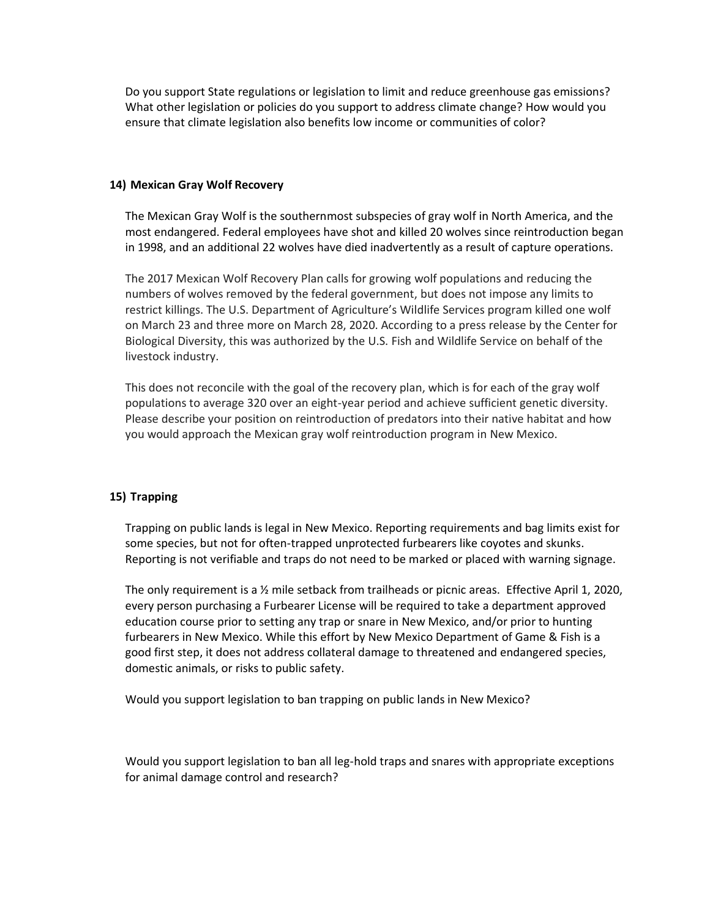Do you support State regulations or legislation to limit and reduce greenhouse gas emissions? What other legislation or policies do you support to address climate change? How would you ensure that climate legislation also benefits low income or communities of color?

**14) Mexican Gray Wolf Recovery**

The Mexican Gray Wolf is the southernmost subspecies of gray wolf in North America, and the most endangered. Federal employees have shot and killed 20 wolves since reintroduction began in 1998, and an additional 22 wolves have died inadvertently as a result of capture operations.

The 2017 Mexican Wolf Recovery Plan calls for growing wolf populations and reducing the numbers of wolves removed by the federal government, but does not impose any limits to restrict killings. The U.S. Department of Agriculture's Wildlife Services program killed one wolf on March 23 and three more on March 28, 2020. According to a press release by the Center for Biological Diversity, this was authorized by the U.S. Fish and Wildlife Service on behalf of the livestock industry.

This does not reconcile with the goal of the recovery plan, which is for each of the gray wolf populations to average 320 over an eight-year period and achieve sufficient genetic diversity. Please describe your position on reintroduction of predators into their native habitat and how you would approach the Mexican gray wolf reintroduction program in New Mexico.

**15) Trapping**

Trapping on public lands is legal in New Mexico. Reporting requirements and bag limits exist for some species, but not for often-trapped unprotected furbearers like coyotes and skunks. Reporting is not verifiable and traps do not need to be marked or placed with warning signage.

The only requirement is a ½ mile setback from trailheads or picnic areas. Effective April 1, 2020, every person purchasing a Furbearer License will be required to take a department approved education course prior to setting any trap or snare in New Mexico, and/or prior to hunting furbearers in New Mexico. While this effort by New Mexico Department of Game & Fish is a good first step, it does not address collateral damage to threatened and endangered species, domestic animals, or risks to public safety.

Would you support legislation to ban trapping on public lands in New Mexico?

Would you support legislation to ban all leg-hold traps and snares with appropriate exceptions for animal damage control and research?